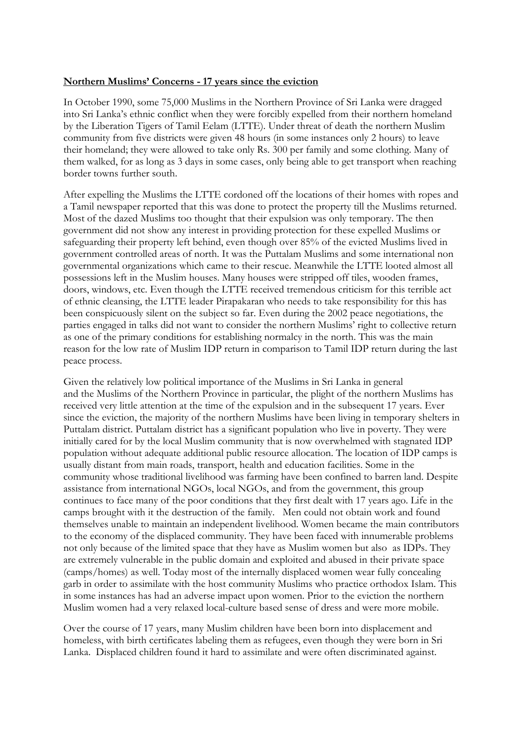**Northern Muslims' Concerns - 17 years since the eviction**

In October 1990, some 75,000 Muslims in the Northern Province of Sri Lanka were dragged into Sri Lanka's ethnic conflict when they were forcibly expelled from their northern homeland by the Liberation Tigers of Tamil Eelam (LTTE). Under threat of death the northern Muslim community from five districts were given 48 hours (in some instances only 2 hours) to leave their homeland; they were allowed to take only Rs. 300 per family and some clothing. Many of them walked, for as long as 3 days in some cases, only being able to get transport when reaching border towns further south.

After expelling the Muslims the LTTE cordoned off the locations of their homes with ropes and a Tamil newspaper reported that this was done to protect the property till the Muslims returned. Most of the dazed Muslims too thought that their expulsion was only temporary. The then government did not show any interest in providing protection for these expelled Muslims or safeguarding their property left behind, even though over 85% of the evicted Muslims lived in government controlled areas of north. It was the Puttalam Muslims and some international non governmental organizations which came to their rescue. Meanwhile the LTTE looted almost all possessions left in the Muslim houses. Many houses were stripped off tiles, wooden frames, doors, windows, etc. Even though the LTTE received tremendous criticism for this terrible act of ethnic cleansing, the LTTE leader Pirapakaran who needs to take responsibility for this has been conspicuously silent on the subject so far. Even during the 2002 peace negotiations, the parties engaged in talks did not want to consider the northern Muslims' right to collective return as one of the primary conditions for establishing normalcy in the north. This was the main reason for the low rate of Muslim IDP return in comparison to Tamil IDP return during the last peace process.

Given the relatively low political importance of the Muslims in Sri Lanka in general and the Muslims of the Northern Province in particular, the plight of the northern Muslims has received very little attention at the time of the expulsion and in the subsequent 17 years. Ever since the eviction, the majority of the northern Muslims have been living in temporary shelters in Puttalam district. Puttalam district has a significant population who live in poverty. They were initially cared for by the local Muslim community that is now overwhelmed with stagnated IDP population without adequate additional public resource allocation. The location of IDP camps is usually distant from main roads, transport, health and education facilities. Some in the community whose traditional livelihood was farming have been confined to barren land. Despite assistance from international NGOs, local NGOs, and from the government, this group continues to face many of the poor conditions that they first dealt with 17 years ago. Life in the camps brought with it the destruction of the family. Men could not obtain work and found themselves unable to maintain an independent livelihood. Women became the main contributors to the economy of the displaced community. They have been faced with innumerable problems not only because of the limited space that they have as Muslim women but also as IDPs. They are extremely vulnerable in the public domain and exploited and abused in their private space (camps/homes) as well. Today most of the internally displaced women wear fully concealing garb in order to assimilate with the host community Muslims who practice orthodox Islam. This in some instances has had an adverse impact upon women. Prior to the eviction the northern Muslim women had a very relaxed local-culture based sense of dress and were more mobile.

Over the course of 17 years, many Muslim children have been born into displacement and homeless, with birth certificates labeling them as refugees, even though they were born in Sri Lanka. Displaced children found it hard to assimilate and were often discriminated against.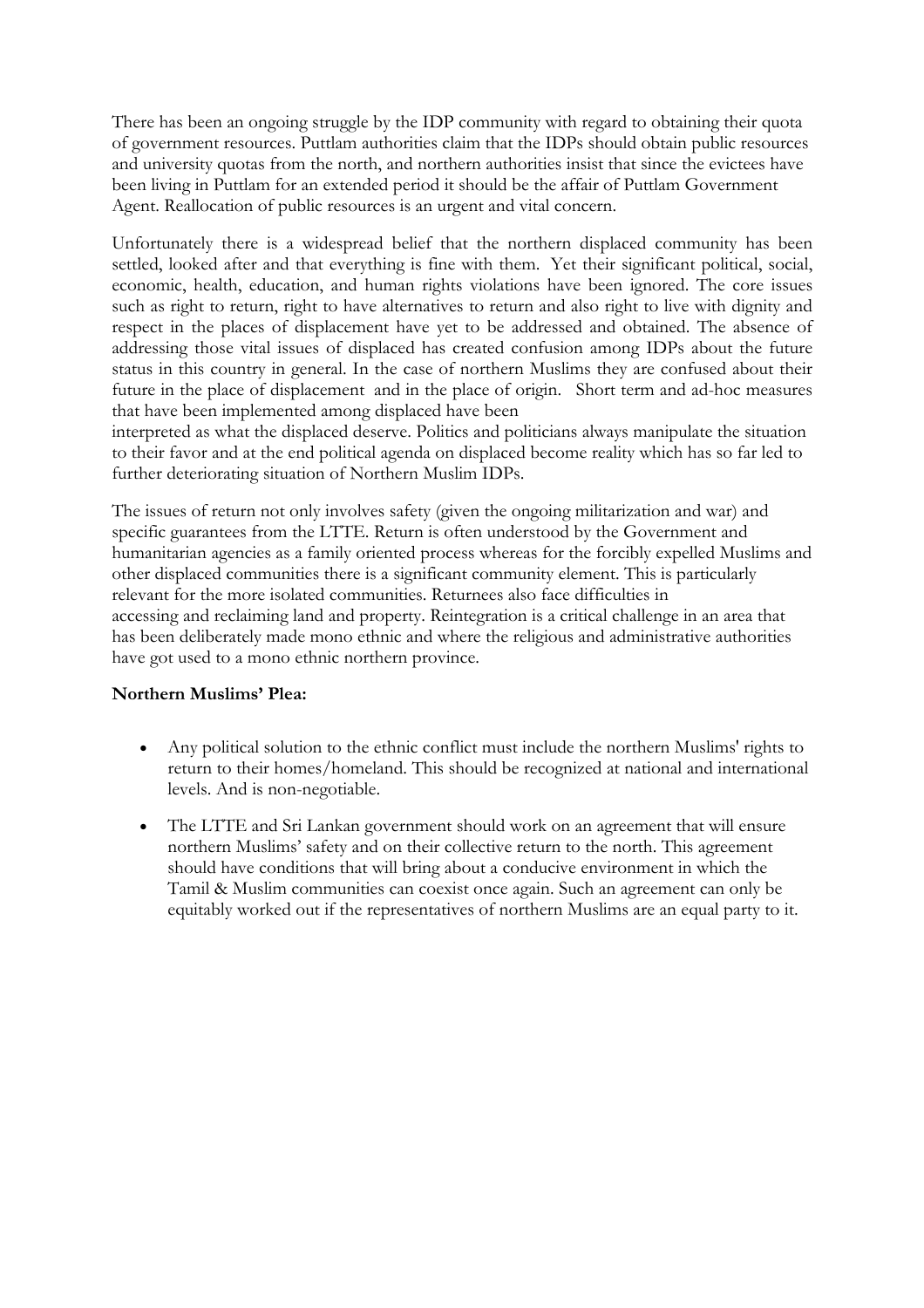There has been an ongoing struggle by the IDP community with regard to obtaining their quota of government resources. Puttlam authorities claim that the IDPs should obtain public resources and university quotas from the north, and northern authorities insist that since the evictees have been living in Puttlam for an extended period it should be the affair of Puttlam Government Agent. Reallocation of public resources is an urgent and vital concern.

Unfortunately there is a widespread belief that the northern displaced community has been settled, looked after and that everything is fine with them. Yet their significant political, social, economic, health, education, and human rights violations have been ignored. The core issues such as right to return, right to have alternatives to return and also right to live with dignity and respect in the places of displacement have yet to be addressed and obtained. The absence of addressing those vital issues of displaced has created confusion among IDPs about the future status in this country in general. In the case of northern Muslims they are confused about their future in the place of displacement and in the place of origin. Short term and ad-hoc measures that have been implemented among displaced have been interpreted as what the displaced deserve. Politics and politicians always manipulate the situation to their favor and at the end political agenda on displaced become reality which has so far led to further deteriorating situation of Northern Muslim IDPs.

The issues of return not only involves safety (given the ongoing militarization and war) and specific guarantees from the LTTE. Return is often understood by the Government and humanitarian agencies as a family oriented process whereas for the forcibly expelled Muslims and other displaced communities there is a significant community element. This is particularly relevant for the more isolated communities. Returnees also face difficulties in accessing and reclaiming land and property. Reintegration is a critical challenge in an area that has been deliberately made mono ethnic and where the religious and administrative authorities have got used to a mono ethnic northern province.

**Northern Muslims' Plea:**

- Any political solution to the ethnic conflict must include the northern Muslims' rights to return to their homes/homeland. This should be recognized at national and international levels. And is non-negotiable.
- The LTTE and Sri Lankan government should work on an agreement that will ensure northern Muslims' safety and on their collective return to the north. This agreement should have conditions that will bring about a conducive environment in which the Tamil & Muslim communities can coexist once again. Such an agreement can only be equitably worked out if the representatives of northern Muslims are an equal party to it.